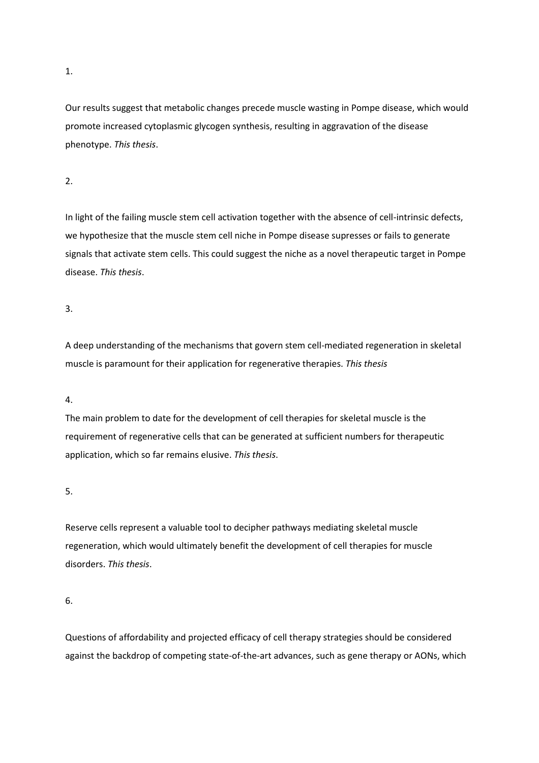1.

Our results suggest that metabolic changes precede muscle wasting in Pompe disease, which would promote increased cytoplasmic glycogen synthesis, resulting in aggravation of the disease phenotype. *This thesis*.

2.

In light of the failing muscle stem cell activation together with the absence of cell-intrinsic defects, we hypothesize that the muscle stem cell niche in Pompe disease supresses or fails to generate signals that activate stem cells. This could suggest the niche as a novel therapeutic target in Pompe disease. *This thesis*.

3.

A deep understanding of the mechanisms that govern stem cell-mediated regeneration in skeletal muscle is paramount for their application for regenerative therapies. *This thesis*

4.

The main problem to date for the development of cell therapies for skeletal muscle is the requirement of regenerative cells that can be generated at sufficient numbers for therapeutic application, which so far remains elusive. *This thesis*.

5.

Reserve cells represent a valuable tool to decipher pathways mediating skeletal muscle regeneration, which would ultimately benefit the development of cell therapies for muscle disorders. *This thesis*.

6.

Questions of affordability and projected efficacy of cell therapy strategies should be considered against the backdrop of competing state-of-the-art advances, such as gene therapy or AONs, which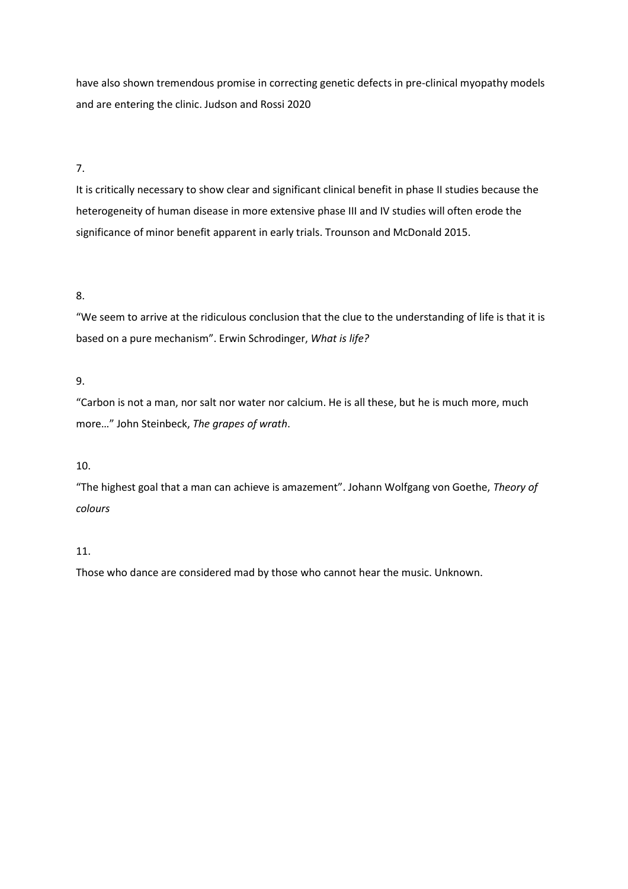have also shown tremendous promise in correcting genetic defects in pre-clinical myopathy models and are entering the clinic. Judson and Rossi 2020

7.

It is critically necessary to show clear and significant clinical benefit in phase II studies because the heterogeneity of human disease in more extensive phase III and IV studies will often erode the significance of minor benefit apparent in early trials. Trounson and McDonald 2015.

8.

"We seem to arrive at the ridiculous conclusion that the clue to the understanding of life is that it is based on a pure mechanism". Erwin Schrodinger, *What is life?*

9.

"Carbon is not a man, nor salt nor water nor calcium. He is all these, but he is much more, much more…" John Steinbeck, *The grapes of wrath*.

10.

"The highest goal that a man can achieve is amazement". Johann Wolfgang von Goethe, *Theory of colours*

11.

Those who dance are considered mad by those who cannot hear the music. Unknown.